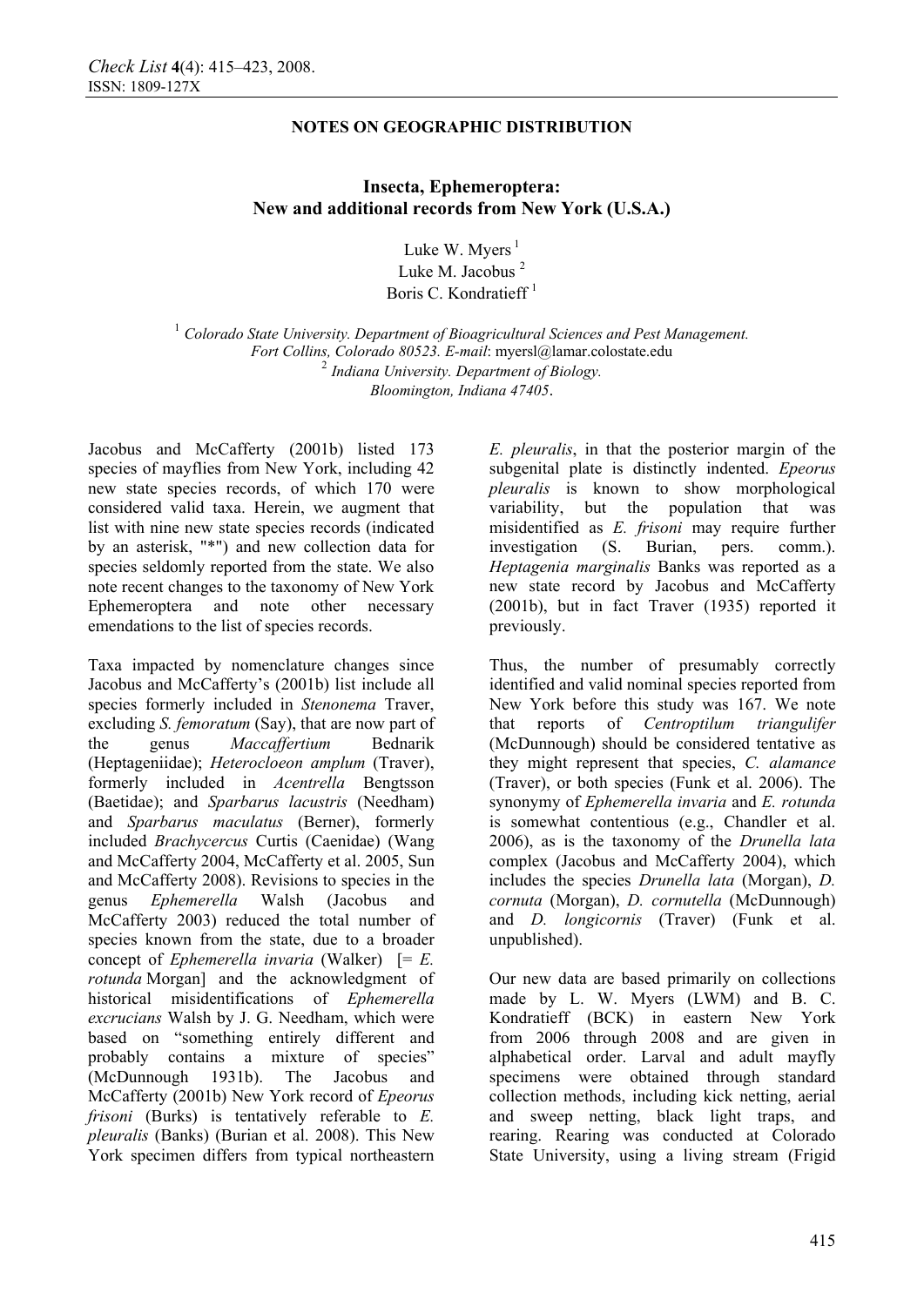**NOTES ON GEOGRAPHIC DISTRIBUTION**

# Insecta, Ephemeroptera: New and additional records from New York (U.S.A.)

Luke W. Myers [1]
Luke M. Jacobus [2]
Boris C. Kondratieff [1]

[1] *Colorado State University. Department of Bioagricultural Sciences and Pest Management. Fort Collins, Colorado 80523. E-mail*: myersl@lamar.colostate.edu
[2] *Indiana University. Department of Biology. Bloomington, Indiana 47405*.

Jacobus and McCafferty (2001b) listed 173 species of mayflies from New York, including 42 new state species records, of which 170 were considered valid taxa. Herein, we augment that list with nine new state species records (indicated by an asterisk, "*") and new collection data for species seldomly reported from the state. We also note recent changes to the taxonomy of New York Ephemeroptera and note other necessary emendations to the list of species records.

Taxa impacted by nomenclature changes since Jacobus and McCafferty's (2001b) list include all species formerly included in *Stenonema* Traver, excluding *S. femoratum* (Say), that are now part of the genus *Maccaffertium* Bednarik (Heptageniidae); *Heterocloeon amplum* (Traver), formerly included in *Acentrella* Bengtsson (Baetidae); and *Sparbarus lacustris* (Needham) and *Sparbarus maculatus* (Berner), formerly included *Brachycercus* Curtis (Caenidae) (Wang and McCafferty 2004, McCafferty et al. 2005, Sun and McCafferty 2008). Revisions to species in the genus *Ephemerella* Walsh (Jacobus and McCafferty 2003) reduced the total number of species known from the state, due to a broader concept of *Ephemerella invaria* (Walker) [= *E. rotunda* Morgan] and the acknowledgment of historical misidentifications of *Ephemerella excrucians* Walsh by J. G. Needham, which were based on "something entirely different and probably contains a mixture of species" (McDunnough 1931b). The Jacobus and McCafferty (2001b) New York record of *Epeorus frisoni* (Burks) is tentatively referable to *E. pleuralis* (Banks) (Burian et al. 2008). This New York specimen differs from typical northeastern *E. pleuralis*, in that the posterior margin of the subgenital plate is distinctly indented. *Epeorus pleuralis* is known to show morphological variability, but the population that was misidentified as *E. frisoni* may require further investigation (S. Burian, pers. comm.). *Heptagenia marginalis* Banks was reported as a new state record by Jacobus and McCafferty (2001b), but in fact Traver (1935) reported it previously.

Thus, the number of presumably correctly identified and valid nominal species reported from New York before this study was 167. We note that reports of *Centroptilum triangulifer* (McDunnough) should be considered tentative as they might represent that species, *C. alamance* (Traver), or both species (Funk et al. 2006). The synonymy of *Ephemerella invaria* and *E. rotunda* is somewhat contentious (e.g., Chandler et al. 2006), as is the taxonomy of the *Drunella lata* complex (Jacobus and McCafferty 2004), which includes the species *Drunella lata* (Morgan), *D. cornuta* (Morgan), *D. cornutella* (McDunnough) and *D. longicornis* (Traver) (Funk et al. unpublished).

Our new data are based primarily on collections made by L. W. Myers (LWM) and B. C. Kondratieff (BCK) in eastern New York from 2006 through 2008 and are given in alphabetical order. Larval and adult mayfly specimens were obtained through standard collection methods, including kick netting, aerial and sweep netting, black light traps, and rearing. Rearing was conducted at Colorado State University, using a living stream (Frigid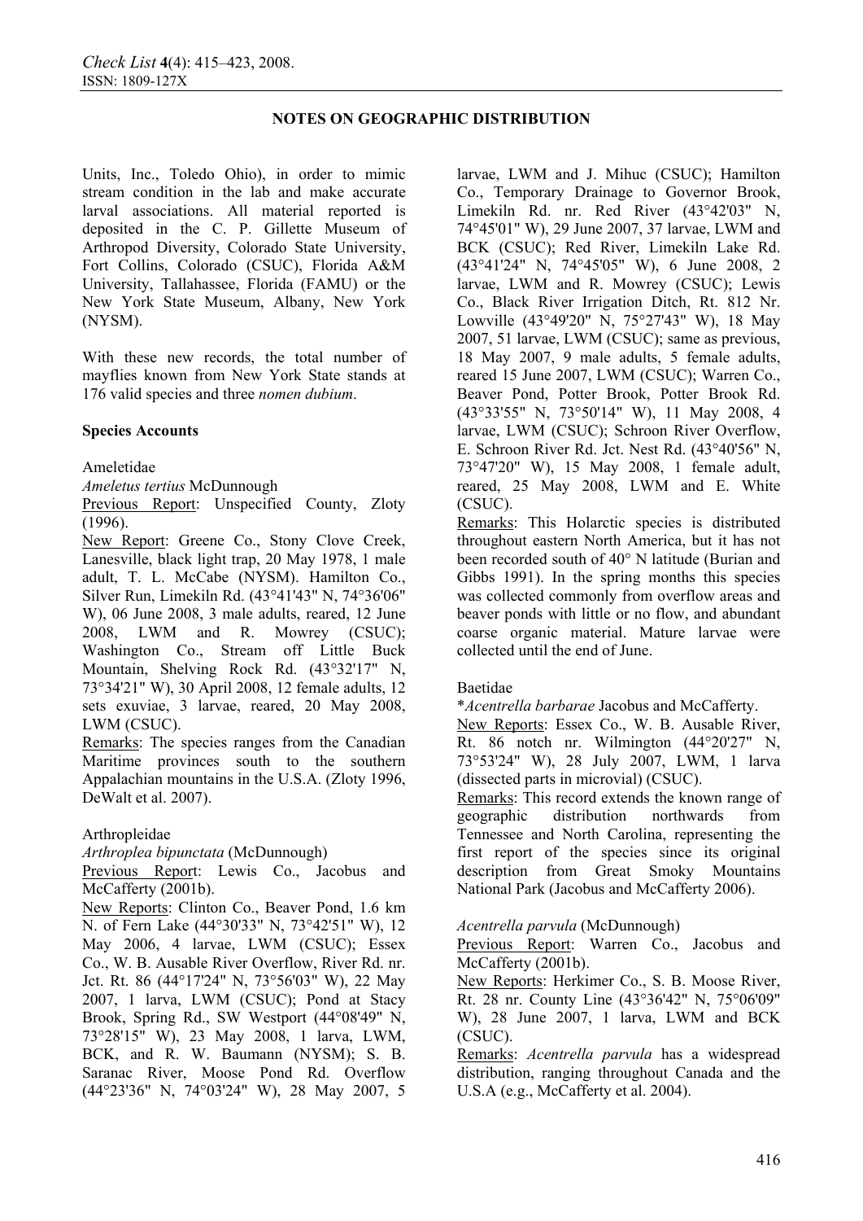Units, Inc., Toledo Ohio), in order to mimic stream condition in the lab and make accurate larval associations. All material reported is deposited in the C. P. Gillette Museum of Arthropod Diversity, Colorado State University, Fort Collins, Colorado (CSUC), Florida A&M University, Tallahassee, Florida (FAMU) or the New York State Museum, Albany, New York (NYSM).

With these new records, the total number of mayflies known from New York State stands at 176 valid species and three *nomen dubium*.

**Species Accounts**

Ameletidae

*Ameletus tertius* McDunnough

Previous Report: Unspecified County, Zloty (1996).

New Report: Greene Co., Stony Clove Creek, Lanesville, black light trap, 20 May 1978, 1 male adult, T. L. McCabe (NYSM). Hamilton Co., Silver Run, Limekiln Rd. (43°41'43" N, 74°36'06" W), 06 June 2008, 3 male adults, reared, 12 June 2008, LWM and R. Mowrey (CSUC); Washington Co., Stream off Little Buck Mountain, Shelving Rock Rd. (43°32'17" N, 73°34'21" W), 30 April 2008, 12 female adults, 12 sets exuviae, 3 larvae, reared, 20 May 2008, LWM (CSUC).

Remarks: The species ranges from the Canadian Maritime provinces south to the southern Appalachian mountains in the U.S.A. (Zloty 1996, DeWalt et al. 2007).

Arthropleidae

*Arthroplea bipunctata* (McDunnough)

Previous Report: Lewis Co., Jacobus and McCafferty (2001b).

New Reports: Clinton Co., Beaver Pond, 1.6 km N. of Fern Lake (44°30'33" N, 73°42'51" W), 12 May 2006, 4 larvae, LWM (CSUC); Essex Co., W. B. Ausable River Overflow, River Rd. nr. Jct. Rt. 86 (44°17'24" N, 73°56'03" W), 22 May 2007, 1 larva, LWM (CSUC); Pond at Stacy Brook, Spring Rd., SW Westport (44°08'49" N, 73°28'15" W), 23 May 2008, 1 larva, LWM, BCK, and R. W. Baumann (NYSM); S. B. Saranac River, Moose Pond Rd. Overflow (44°23'36" N, 74°03'24" W), 28 May 2007, 5 larvae, LWM and J. Mihuc (CSUC); Hamilton Co., Temporary Drainage to Governor Brook, Limekiln Rd. nr. Red River (43°42'03" N, 74°45'01" W), 29 June 2007, 37 larvae, LWM and BCK (CSUC); Red River, Limekiln Lake Rd. (43°41'24" N, 74°45'05" W), 6 June 2008, 2 larvae, LWM and R. Mowrey (CSUC); Lewis Co., Black River Irrigation Ditch, Rt. 812 Nr. Lowville (43°49'20" N, 75°27'43" W), 18 May 2007, 51 larvae, LWM (CSUC); same as previous, 18 May 2007, 9 male adults, 5 female adults, reared 15 June 2007, LWM (CSUC); Warren Co., Beaver Pond, Potter Brook, Potter Brook Rd. (43°33'55" N, 73°50'14" W), 11 May 2008, 4 larvae, LWM (CSUC); Schroon River Overflow, E. Schroon River Rd. Jct. Nest Rd. (43°40'56" N, 73°47'20" W), 15 May 2008, 1 female adult, reared, 25 May 2008, LWM and E. White (CSUC).

Remarks: This Holarctic species is distributed throughout eastern North America, but it has not been recorded south of 40° N latitude (Burian and Gibbs 1991). In the spring months this species was collected commonly from overflow areas and beaver ponds with little or no flow, and abundant coarse organic material. Mature larvae were collected until the end of June.

Baetidae

**Acentrella barbarae* Jacobus and McCafferty.

New Reports: Essex Co., W. B. Ausable River, Rt. 86 notch nr. Wilmington (44°20'27" N, 73°53'24" W), 28 July 2007, LWM, 1 larva (dissected parts in microvial) (CSUC).

Remarks: This record extends the known range of geographic distribution northwards from Tennessee and North Carolina, representing the first report of the species since its original description from Great Smoky Mountains National Park (Jacobus and McCafferty 2006).

*Acentrella parvula* (McDunnough)

Previous Report: Warren Co., Jacobus and McCafferty (2001b).

New Reports: Herkimer Co., S. B. Moose River, Rt. 28 nr. County Line (43°36'42" N, 75°06'09" W), 28 June 2007, 1 larva, LWM and BCK (CSUC).

Remarks: *Acentrella parvula* has a widespread distribution, ranging throughout Canada and the U.S.A (e.g., McCafferty et al. 2004).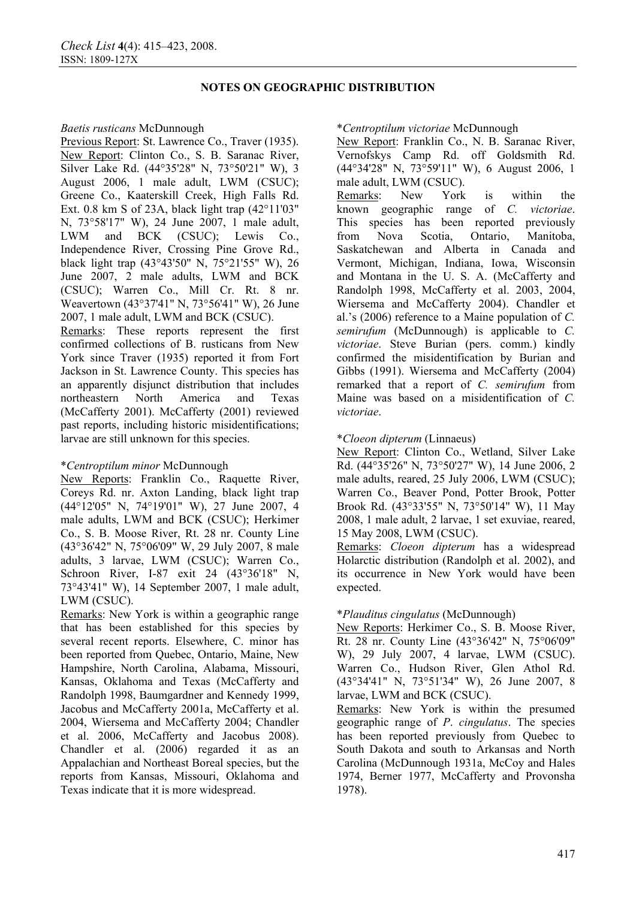**NOTES ON GEOGRAPHIC DISTRIBUTION**

*Baetis rusticans* McDunnough

Previous Report: St. Lawrence Co., Traver (1935).

New Report: Clinton Co., S. B. Saranac River, Silver Lake Rd. (44°35'28" N, 73°50'21" W), 3 August 2006, 1 male adult, LWM (CSUC); Greene Co., Kaaterskill Creek, High Falls Rd. Ext. 0.8 km S of 23A, black light trap (42°11'03" N, 73°58'17" W), 24 June 2007, 1 male adult, LWM and BCK (CSUC); Lewis Co., Independence River, Crossing Pine Grove Rd., black light trap (43°43'50" N, 75°21'55" W), 26 June 2007, 2 male adults, LWM and BCK (CSUC); Warren Co., Mill Cr. Rt. 8 nr. Weavertown (43°37'41" N, 73°56'41" W), 26 June 2007, 1 male adult, LWM and BCK (CSUC).

Remarks: These reports represent the first confirmed collections of B. rusticans from New York since Traver (1935) reported it from Fort Jackson in St. Lawrence County. This species has an apparently disjunct distribution that includes northeastern North America and Texas (McCafferty 2001). McCafferty (2001) reviewed past reports, including historic misidentifications; larvae are still unknown for this species.

\**Centroptilum minor* McDunnough

New Reports: Franklin Co., Raquette River, Coreys Rd. nr. Axton Landing, black light trap (44°12'05" N, 74°19'01" W), 27 June 2007, 4 male adults, LWM and BCK (CSUC); Herkimer Co., S. B. Moose River, Rt. 28 nr. County Line (43°36'42" N, 75°06'09" W, 29 July 2007, 8 male adults, 3 larvae, LWM (CSUC); Warren Co., Schroon River, I-87 exit 24 (43°36'18" N, 73°43'41" W), 14 September 2007, 1 male adult, LWM (CSUC).

Remarks: New York is within a geographic range that has been established for this species by several recent reports. Elsewhere, C. minor has been reported from Quebec, Ontario, Maine, New Hampshire, North Carolina, Alabama, Missouri, Kansas, Oklahoma and Texas (McCafferty and Randolph 1998, Baumgardner and Kennedy 1999, Jacobus and McCafferty 2001a, McCafferty et al. 2004, Wiersema and McCafferty 2004; Chandler et al. 2006, McCafferty and Jacobus 2008). Chandler et al. (2006) regarded it as an Appalachian and Northeast Boreal species, but the reports from Kansas, Missouri, Oklahoma and Texas indicate that it is more widespread.

\**Centroptilum victoriae* McDunnough

New Report: Franklin Co., N. B. Saranac River, Vernofskys Camp Rd. off Goldsmith Rd. (44°34'28" N, 73°59'11" W), 6 August 2006, 1 male adult, LWM (CSUC).

Remarks: New York is within the known geographic range of *C. victoriae*. This species has been reported previously from Nova Scotia, Ontario, Manitoba, Saskatchewan and Alberta in Canada and Vermont, Michigan, Indiana, Iowa, Wisconsin and Montana in the U. S. A. (McCafferty and Randolph 1998, McCafferty et al. 2003, 2004, Wiersema and McCafferty 2004). Chandler et al.'s (2006) reference to a Maine population of *C. semirufum* (McDunnough) is applicable to *C. victoriae*. Steve Burian (pers. comm.) kindly confirmed the misidentification by Burian and Gibbs (1991). Wiersema and McCafferty (2004) remarked that a report of *C. semirufum* from Maine was based on a misidentification of *C. victoriae*.

\**Cloeon dipterum* (Linnaeus)

New Report: Clinton Co., Wetland, Silver Lake Rd. (44°35'26" N, 73°50'27" W), 14 June 2006, 2 male adults, reared, 25 July 2006, LWM (CSUC); Warren Co., Beaver Pond, Potter Brook, Potter Brook Rd. (43°33'55" N, 73°50'14" W), 11 May 2008, 1 male adult, 2 larvae, 1 set exuviae, reared, 15 May 2008, LWM (CSUC).

Remarks: *Cloeon dipterum* has a widespread Holarctic distribution (Randolph et al. 2002), and its occurrence in New York would have been expected.

\**Plauditus cingulatus* (McDunnough)

New Reports: Herkimer Co., S. B. Moose River, Rt. 28 nr. County Line (43°36'42" N, 75°06'09" W), 29 July 2007, 4 larvae, LWM (CSUC). Warren Co., Hudson River, Glen Athol Rd. (43°34'41" N, 73°51'34" W), 26 June 2007, 8 larvae, LWM and BCK (CSUC).

Remarks: New York is within the presumed geographic range of *P. cingulatus*. The species has been reported previously from Quebec to South Dakota and south to Arkansas and North Carolina (McDunnough 1931a, McCoy and Hales 1974, Berner 1977, McCafferty and Provonsha 1978).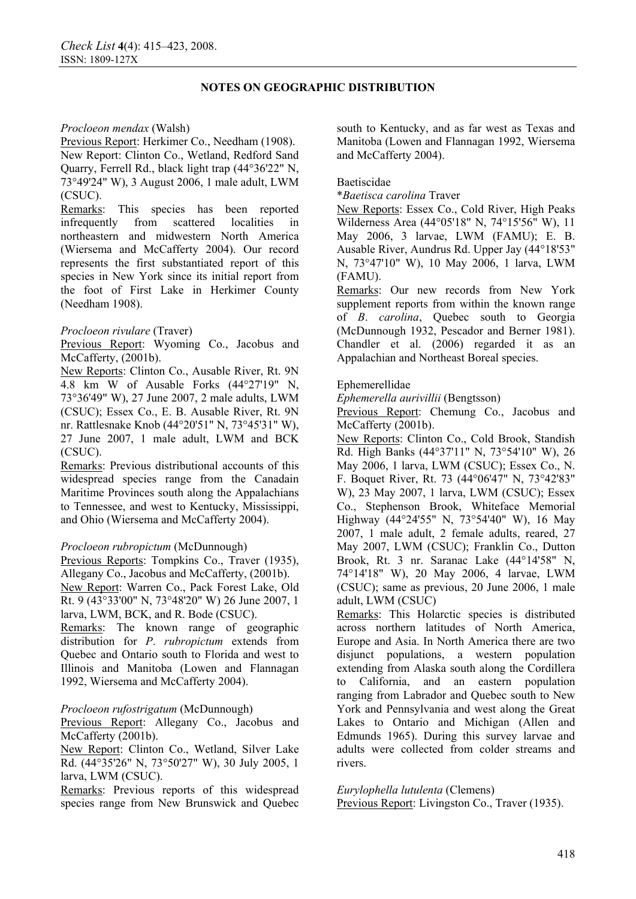**NOTES ON GEOGRAPHIC DISTRIBUTION**

*Procloeon mendax* (Walsh)

Previous Report: Herkimer Co., Needham (1908).

New Report: Clinton Co., Wetland, Redford Sand Quarry, Ferrell Rd., black light trap (44°36'22" N, 73°49'24" W), 3 August 2006, 1 male adult, LWM (CSUC).

Remarks: This species has been reported infrequently from scattered localities in northeastern and midwestern North America (Wiersema and McCafferty 2004). Our record represents the first substantiated report of this species in New York since its initial report from the foot of First Lake in Herkimer County (Needham 1908).

*Procloeon rivulare* (Traver)

Previous Report: Wyoming Co., Jacobus and McCafferty, (2001b).

New Reports: Clinton Co., Ausable River, Rt. 9N 4.8 km W of Ausable Forks (44°27'19" N, 73°36'49" W), 27 June 2007, 2 male adults, LWM (CSUC); Essex Co., E. B. Ausable River, Rt. 9N nr. Rattlesnake Knob (44°20'51" N, 73°45'31" W), 27 June 2007, 1 male adult, LWM and BCK (CSUC).

Remarks: Previous distributional accounts of this widespread species range from the Canadain Maritime Provinces south along the Appalachians to Tennessee, and west to Kentucky, Mississippi, and Ohio (Wiersema and McCafferty 2004).

*Procloeon rubropictum* (McDunnough)

Previous Reports: Tompkins Co., Traver (1935), Allegany Co., Jacobus and McCafferty, (2001b).

New Report: Warren Co., Pack Forest Lake, Old Rt. 9 (43°33'00" N, 73°48'20" W) 26 June 2007, 1 larva, LWM, BCK, and R. Bode (CSUC).

Remarks: The known range of geographic distribution for *P. rubropictum* extends from Quebec and Ontario south to Florida and west to Illinois and Manitoba (Lowen and Flannagan 1992, Wiersema and McCafferty 2004).

*Procloeon rufostrigatum* (McDunnough)

Previous Report: Allegany Co., Jacobus and McCafferty (2001b).

New Report: Clinton Co., Wetland, Silver Lake Rd. (44°35'26" N, 73°50'27" W), 30 July 2005, 1 larva, LWM (CSUC).

Remarks: Previous reports of this widespread species range from New Brunswick and Quebec south to Kentucky, and as far west as Texas and Manitoba (Lowen and Flannagan 1992, Wiersema and McCafferty 2004).

Baetiscidae

**Baetisca carolina* Traver

New Reports: Essex Co., Cold River, High Peaks Wilderness Area (44°05'18" N, 74°15'56" W), 11 May 2006, 3 larvae, LWM (FAMU); E. B. Ausable River, Aundrus Rd. Upper Jay (44°18'53" N, 73°47'10" W), 10 May 2006, 1 larva, LWM (FAMU).

Remarks: Our new records from New York supplement reports from within the known range of *B. carolina*, Quebec south to Georgia (McDunnough 1932, Pescador and Berner 1981). Chandler et al. (2006) regarded it as an Appalachian and Northeast Boreal species.

Ephemerellidae

*Ephemerella aurivillii* (Bengtsson)

Previous Report: Chemung Co., Jacobus and McCafferty (2001b).

New Reports: Clinton Co., Cold Brook, Standish Rd. High Banks (44°37'11" N, 73°54'10" W), 26 May 2006, 1 larva, LWM (CSUC); Essex Co., N. F. Boquet River, Rt. 73 (44°06'47" N, 73°42'83" W), 23 May 2007, 1 larva, LWM (CSUC); Essex Co., Stephenson Brook, Whiteface Memorial Highway (44°24'55" N, 73°54'40" W), 16 May 2007, 1 male adult, 2 female adults, reared, 27 May 2007, LWM (CSUC); Franklin Co., Dutton Brook, Rt. 3 nr. Saranac Lake (44°14'58" N, 74°14'18" W), 20 May 2006, 4 larvae, LWM (CSUC); same as previous, 20 June 2006, 1 male adult, LWM (CSUC)

Remarks: This Holarctic species is distributed across northern latitudes of North America, Europe and Asia. In North America there are two disjunct populations, a western population extending from Alaska south along the Cordillera to California, and an eastern population ranging from Labrador and Quebec south to New York and Pennsylvania and west along the Great Lakes to Ontario and Michigan (Allen and Edmunds 1965). During this survey larvae and adults were collected from colder streams and rivers.

*Eurylophella lutulenta* (Clemens)

Previous Report: Livingston Co., Traver (1935).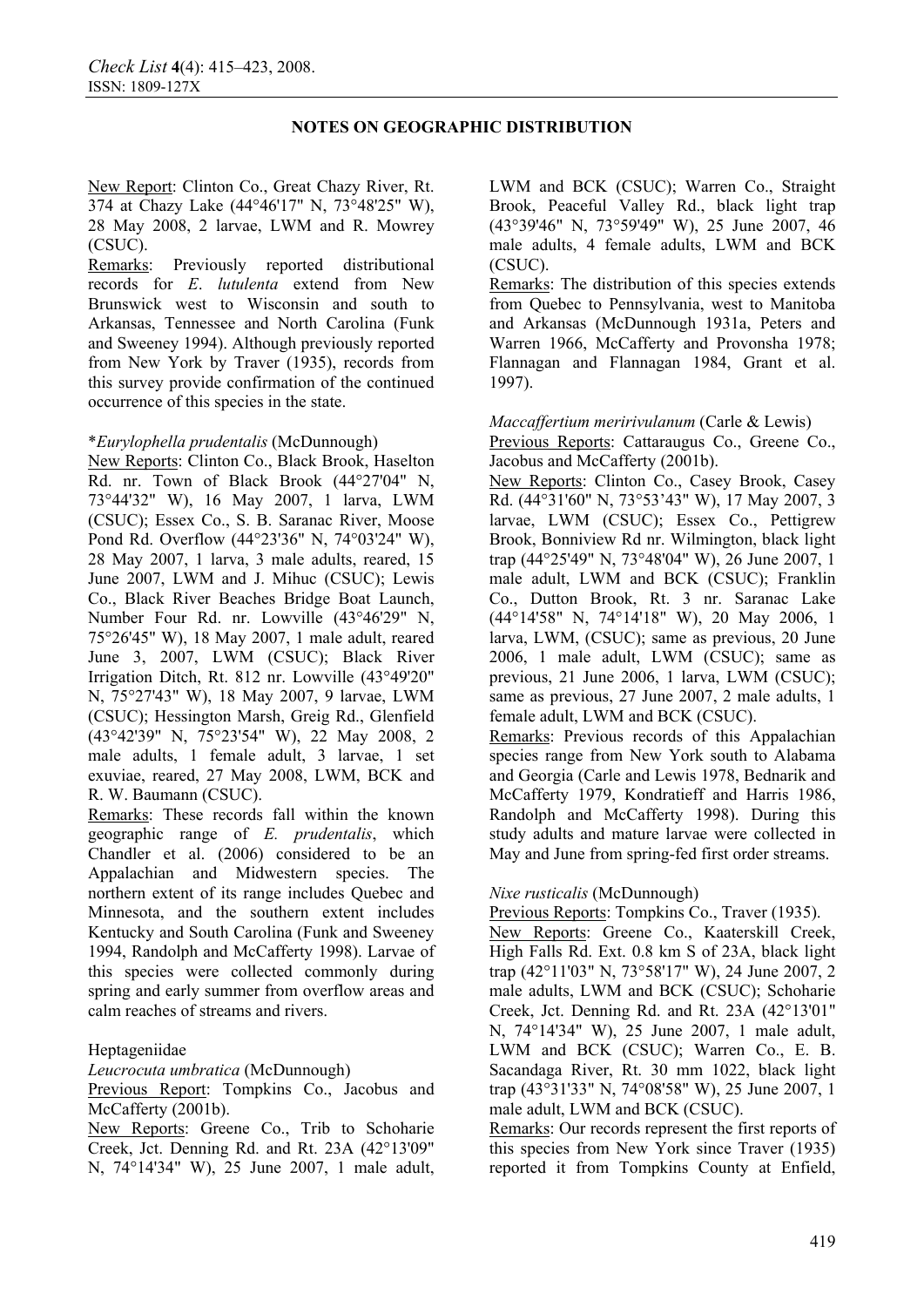**NOTES ON GEOGRAPHIC DISTRIBUTION**

New Report: Clinton Co., Great Chazy River, Rt. 374 at Chazy Lake (44°46'17" N, 73°48'25" W), 28 May 2008, 2 larvae, LWM and R. Mowrey (CSUC).

Remarks: Previously reported distributional records for *E. lutulenta* extend from New Brunswick west to Wisconsin and south to Arkansas, Tennessee and North Carolina (Funk and Sweeney 1994). Although previously reported from New York by Traver (1935), records from this survey provide confirmation of the continued occurrence of this species in the state.

\**Eurylophella prudentalis* (McDunnough)

New Reports: Clinton Co., Black Brook, Haselton Rd. nr. Town of Black Brook (44°27'04" N, 73°44'32" W), 16 May 2007, 1 larva, LWM (CSUC); Essex Co., S. B. Saranac River, Moose Pond Rd. Overflow (44°23'36" N, 74°03'24" W), 28 May 2007, 1 larva, 3 male adults, reared, 15 June 2007, LWM and J. Mihuc (CSUC); Lewis Co., Black River Beaches Bridge Boat Launch, Number Four Rd. nr. Lowville (43°46'29" N, 75°26'45" W), 18 May 2007, 1 male adult, reared June 3, 2007, LWM (CSUC); Black River Irrigation Ditch, Rt. 812 nr. Lowville (43°49'20" N, 75°27'43" W), 18 May 2007, 9 larvae, LWM (CSUC); Hessington Marsh, Greig Rd., Glenfield (43°42'39" N, 75°23'54" W), 22 May 2008, 2 male adults, 1 female adult, 3 larvae, 1 set exuviae, reared, 27 May 2008, LWM, BCK and R. W. Baumann (CSUC).

Remarks: These records fall within the known geographic range of *E. prudentalis*, which Chandler et al. (2006) considered to be an Appalachian and Midwestern species. The northern extent of its range includes Quebec and Minnesota, and the southern extent includes Kentucky and South Carolina (Funk and Sweeney 1994, Randolph and McCafferty 1998). Larvae of this species were collected commonly during spring and early summer from overflow areas and calm reaches of streams and rivers.

Heptageniidae

*Leucrocuta umbratica* (McDunnough)

Previous Report: Tompkins Co., Jacobus and McCafferty (2001b).

New Reports: Greene Co., Trib to Schoharie Creek, Jct. Denning Rd. and Rt. 23A (42°13'09" N, 74°14'34" W), 25 June 2007, 1 male adult, LWM and BCK (CSUC); Warren Co., Straight Brook, Peaceful Valley Rd., black light trap (43°39'46" N, 73°59'49" W), 25 June 2007, 46 male adults, 4 female adults, LWM and BCK (CSUC).

Remarks: The distribution of this species extends from Quebec to Pennsylvania, west to Manitoba and Arkansas (McDunnough 1931a, Peters and Warren 1966, McCafferty and Provonsha 1978; Flannagan and Flannagan 1984, Grant et al. 1997).

*Maccaffertium meririvulanum* (Carle & Lewis)

Previous Reports: Cattaraugus Co., Greene Co., Jacobus and McCafferty (2001b).

New Reports: Clinton Co., Casey Brook, Casey Rd. (44°31'60" N, 73°53'43" W), 17 May 2007, 3 larvae, LWM (CSUC); Essex Co., Pettigrew Brook, Bonniview Rd nr. Wilmington, black light trap (44°25'49" N, 73°48'04" W), 26 June 2007, 1 male adult, LWM and BCK (CSUC); Franklin Co., Dutton Brook, Rt. 3 nr. Saranac Lake (44°14'58" N, 74°14'18" W), 20 May 2006, 1 larva, LWM, (CSUC); same as previous, 20 June 2006, 1 male adult, LWM (CSUC); same as previous, 21 June 2006, 1 larva, LWM (CSUC); same as previous, 27 June 2007, 2 male adults, 1 female adult, LWM and BCK (CSUC).

Remarks: Previous records of this Appalachian species range from New York south to Alabama and Georgia (Carle and Lewis 1978, Bednarik and McCafferty 1979, Kondratieff and Harris 1986, Randolph and McCafferty 1998). During this study adults and mature larvae were collected in May and June from spring-fed first order streams.

*Nixe rusticalis* (McDunnough)

Previous Reports: Tompkins Co., Traver (1935).

New Reports: Greene Co., Kaaterskill Creek, High Falls Rd. Ext. 0.8 km S of 23A, black light trap (42°11'03" N, 73°58'17" W), 24 June 2007, 2 male adults, LWM and BCK (CSUC); Schoharie Creek, Jct. Denning Rd. and Rt. 23A (42°13'01" N, 74°14'34" W), 25 June 2007, 1 male adult, LWM and BCK (CSUC); Warren Co., E. B. Sacandaga River, Rt. 30 mm 1022, black light trap (43°31'33" N, 74°08'58" W), 25 June 2007, 1 male adult, LWM and BCK (CSUC).

Remarks: Our records represent the first reports of this species from New York since Traver (1935) reported it from Tompkins County at Enfield,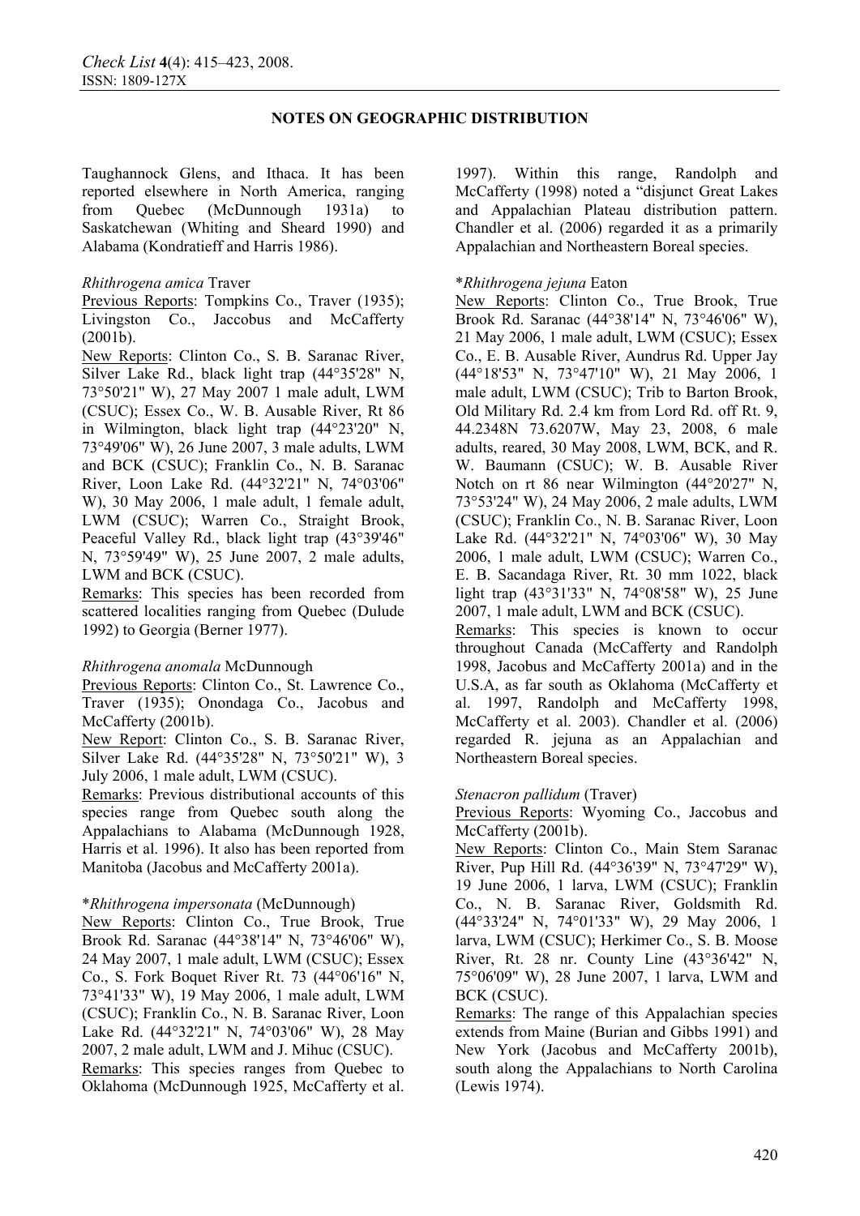**NOTES ON GEOGRAPHIC DISTRIBUTION**

Taughannock Glens, and Ithaca. It has been reported elsewhere in North America, ranging from Quebec (McDunnough 1931a) to Saskatchewan (Whiting and Sheard 1990) and Alabama (Kondratieff and Harris 1986).

*Rhithrogena amica* Traver

Previous Reports: Tompkins Co., Traver (1935); Livingston Co., Jaccobus and McCafferty (2001b).

New Reports: Clinton Co., S. B. Saranac River, Silver Lake Rd., black light trap (44°35'28" N, 73°50'21" W), 27 May 2007 1 male adult, LWM (CSUC); Essex Co., W. B. Ausable River, Rt 86 in Wilmington, black light trap (44°23'20" N, 73°49'06" W), 26 June 2007, 3 male adults, LWM and BCK (CSUC); Franklin Co., N. B. Saranac River, Loon Lake Rd. (44°32'21" N, 74°03'06" W), 30 May 2006, 1 male adult, 1 female adult, LWM (CSUC); Warren Co., Straight Brook, Peaceful Valley Rd., black light trap (43°39'46" N, 73°59'49" W), 25 June 2007, 2 male adults, LWM and BCK (CSUC).

Remarks: This species has been recorded from scattered localities ranging from Quebec (Dulude 1992) to Georgia (Berner 1977).

*Rhithrogena anomala* McDunnough

Previous Reports: Clinton Co., St. Lawrence Co., Traver (1935); Onondaga Co., Jacobus and McCafferty (2001b).

New Report: Clinton Co., S. B. Saranac River, Silver Lake Rd. (44°35'28" N, 73°50'21" W), 3 July 2006, 1 male adult, LWM (CSUC).

Remarks: Previous distributional accounts of this species range from Quebec south along the Appalachians to Alabama (McDunnough 1928, Harris et al. 1996). It also has been reported from Manitoba (Jacobus and McCafferty 2001a).

**Rhithrogena impersonata* (McDunnough)

New Reports: Clinton Co., True Brook, True Brook Rd. Saranac (44°38'14" N, 73°46'06" W), 24 May 2007, 1 male adult, LWM (CSUC); Essex Co., S. Fork Boquet River Rt. 73 (44°06'16" N, 73°41'33" W), 19 May 2006, 1 male adult, LWM (CSUC); Franklin Co., N. B. Saranac River, Loon Lake Rd. (44°32'21" N, 74°03'06" W), 28 May 2007, 2 male adult, LWM and J. Mihuc (CSUC).

Remarks: This species ranges from Quebec to Oklahoma (McDunnough 1925, McCafferty et al. 1997). Within this range, Randolph and McCafferty (1998) noted a "disjunct Great Lakes and Appalachian Plateau distribution pattern. Chandler et al. (2006) regarded it as a primarily Appalachian and Northeastern Boreal species.

**Rhithrogena jejuna* Eaton

New Reports: Clinton Co., True Brook, True Brook Rd. Saranac (44°38'14" N, 73°46'06" W), 21 May 2006, 1 male adult, LWM (CSUC); Essex Co., E. B. Ausable River, Aundrus Rd. Upper Jay (44°18'53" N, 73°47'10" W), 21 May 2006, 1 male adult, LWM (CSUC); Trib to Barton Brook, Old Military Rd. 2.4 km from Lord Rd. off Rt. 9, 44.2348N 73.6207W, May 23, 2008, 6 male adults, reared, 30 May 2008, LWM, BCK, and R. W. Baumann (CSUC); W. B. Ausable River Notch on rt 86 near Wilmington (44°20'27" N, 73°53'24" W), 24 May 2006, 2 male adults, LWM (CSUC); Franklin Co., N. B. Saranac River, Loon Lake Rd. (44°32'21" N, 74°03'06" W), 30 May 2006, 1 male adult, LWM (CSUC); Warren Co., E. B. Sacandaga River, Rt. 30 mm 1022, black light trap (43°31'33" N, 74°08'58" W), 25 June 2007, 1 male adult, LWM and BCK (CSUC).

Remarks: This species is known to occur throughout Canada (McCafferty and Randolph 1998, Jacobus and McCafferty 2001a) and in the U.S.A, as far south as Oklahoma (McCafferty et al. 1997, Randolph and McCafferty 1998, McCafferty et al. 2003). Chandler et al. (2006) regarded R. jejuna as an Appalachian and Northeastern Boreal species.

*Stenacron pallidum* (Traver)

Previous Reports: Wyoming Co., Jaccobus and McCafferty (2001b).

New Reports: Clinton Co., Main Stem Saranac River, Pup Hill Rd. (44°36'39" N, 73°47'29" W), 19 June 2006, 1 larva, LWM (CSUC); Franklin Co., N. B. Saranac River, Goldsmith Rd. (44°33'24" N, 74°01'33" W), 29 May 2006, 1 larva, LWM (CSUC); Herkimer Co., S. B. Moose River, Rt. 28 nr. County Line (43°36'42" N, 75°06'09" W), 28 June 2007, 1 larva, LWM and BCK (CSUC).

Remarks: The range of this Appalachian species extends from Maine (Burian and Gibbs 1991) and New York (Jacobus and McCafferty 2001b), south along the Appalachians to North Carolina (Lewis 1974).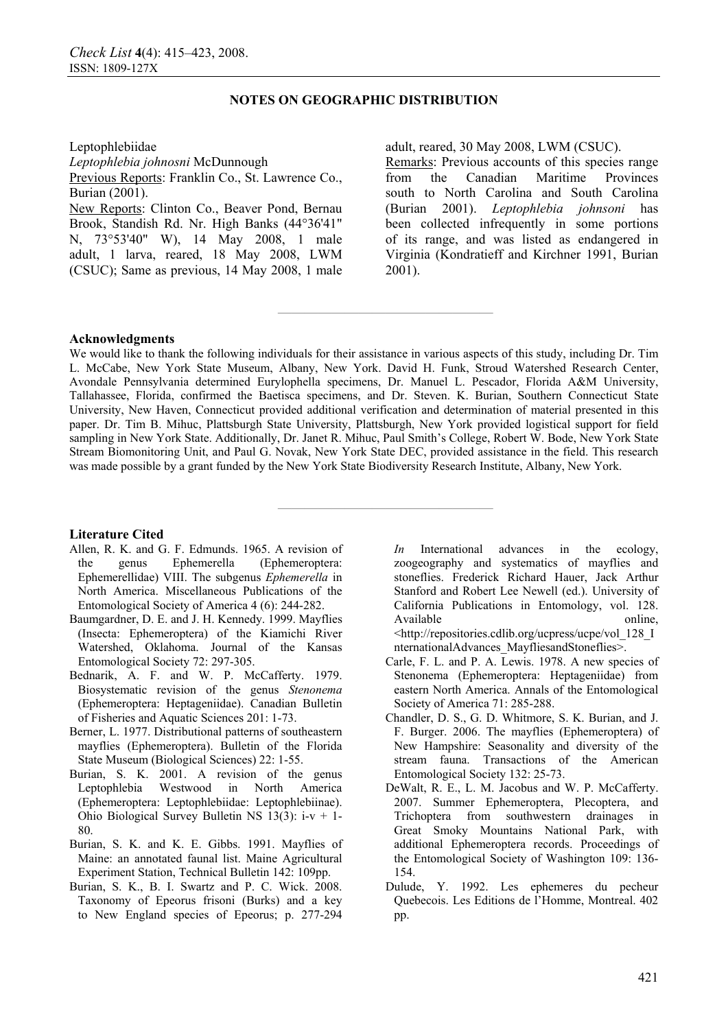Leptophlebiidae

*Leptophlebia johnosni* McDunnough

Previous Reports: Franklin Co., St. Lawrence Co., Burian (2001).

New Reports: Clinton Co., Beaver Pond, Bernau Brook, Standish Rd. Nr. High Banks (44°36'41" N, 73°53'40" W), 14 May 2008, 1 male adult, 1 larva, reared, 18 May 2008, LWM (CSUC); Same as previous, 14 May 2008, 1 male adult, reared, 30 May 2008, LWM (CSUC).

Remarks: Previous accounts of this species range from the Canadian Maritime Provinces south to North Carolina and South Carolina (Burian 2001). *Leptophlebia johnsoni* has been collected infrequently in some portions of its range, and was listed as endangered in Virginia (Kondratieff and Kirchner 1991, Burian 2001).

## Acknowledgments

We would like to thank the following individuals for their assistance in various aspects of this study, including Dr. Tim L. McCabe, New York State Museum, Albany, New York. David H. Funk, Stroud Watershed Research Center, Avondale Pennsylvania determined Eurylophella specimens, Dr. Manuel L. Pescador, Florida A&M University, Tallahassee, Florida, confirmed the Baetisca specimens, and Dr. Steven. K. Burian, Southern Connecticut State University, New Haven, Connecticut provided additional verification and determination of material presented in this paper. Dr. Tim B. Mihuc, Plattsburgh State University, Plattsburgh, New York provided logistical support for field sampling in New York State. Additionally, Dr. Janet R. Mihuc, Paul Smith's College, Robert W. Bode, New York State Stream Biomonitoring Unit, and Paul G. Novak, New York State DEC, provided assistance in the field. This research was made possible by a grant funded by the New York State Biodiversity Research Institute, Albany, New York.

## Literature Cited

Allen, R. K. and G. F. Edmunds. 1965. A revision of the genus Ephemerella (Ephemeroptera: Ephemerellidae) VIII. The subgenus *Ephemerella* in North America. Miscellaneous Publications of the Entomological Society of America 4 (6): 244-282.

Baumgardner, D. E. and J. H. Kennedy. 1999. Mayflies (Insecta: Ephemeroptera) of the Kiamichi River Watershed, Oklahoma. Journal of the Kansas Entomological Society 72: 297-305.

Bednarik, A. F. and W. P. McCafferty. 1979. Biosystematic revision of the genus *Stenonema* (Ephemeroptera: Heptageniidae). Canadian Bulletin of Fisheries and Aquatic Sciences 201: 1-73.

Berner, L. 1977. Distributional patterns of southeastern mayflies (Ephemeroptera). Bulletin of the Florida State Museum (Biological Sciences) 22: 1-55.

Burian, S. K. 2001. A revision of the genus Leptophlebia Westwood in North America (Ephemeroptera: Leptophlebiidae: Leptophlebiinae). Ohio Biological Survey Bulletin NS 13(3): i-v + 1-80.

Burian, S. K. and K. E. Gibbs. 1991. Mayflies of Maine: an annotated faunal list. Maine Agricultural Experiment Station, Technical Bulletin 142: 109pp.

Burian, S. K., B. I. Swartz and P. C. Wick. 2008. Taxonomy of Epeorus frisoni (Burks) and a key to New England species of Epeorus; p. 277-294 *In* International advances in the ecology, zoogeography and systematics of mayflies and stoneflies. Frederick Richard Hauer, Jack Arthur Stanford and Robert Lee Newell (ed.). University of California Publications in Entomology, vol. 128. Available online, <http://repositories.cdlib.org/ucpress/ucpe/vol_128_InternationalAdvances_MayfliesandStoneflies>.

Carle, F. L. and P. A. Lewis. 1978. A new species of Stenonema (Ephemeroptera: Heptageniidae) from eastern North America. Annals of the Entomological Society of America 71: 285-288.

Chandler, D. S., G. D. Whitmore, S. K. Burian, and J. F. Burger. 2006. The mayflies (Ephemeroptera) of New Hampshire: Seasonality and diversity of the stream fauna. Transactions of the American Entomological Society 132: 25-73.

DeWalt, R. E., L. M. Jacobus and W. P. McCafferty. 2007. Summer Ephemeroptera, Plecoptera, and Trichoptera from southwestern drainages in Great Smoky Mountains National Park, with additional Ephemeroptera records. Proceedings of the Entomological Society of Washington 109: 136-154.

Dulude, Y. 1992. Les ephemeres du pecheur Quebecois. Les Editions de l'Homme, Montreal. 402 pp.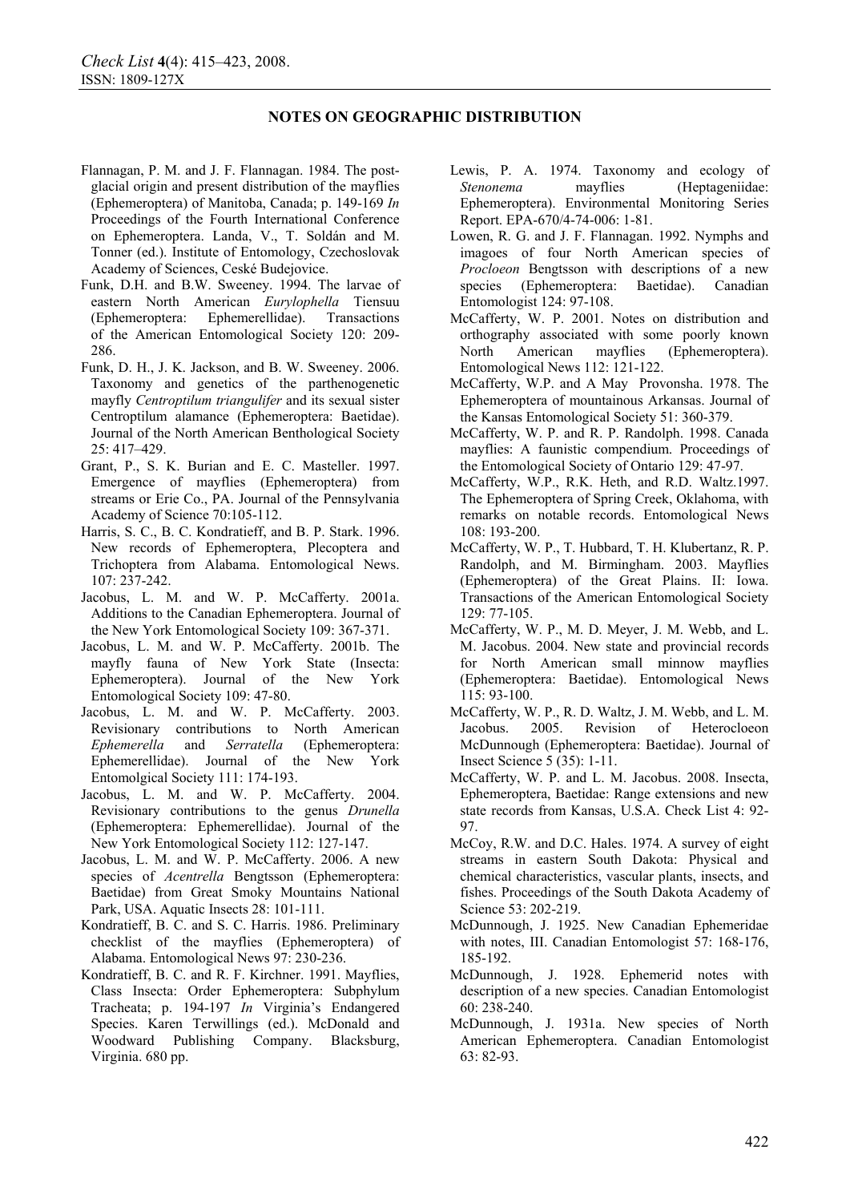Flannagan, P. M. and J. F. Flannagan. 1984. The post-glacial origin and present distribution of the mayflies (Ephemeroptera) of Manitoba, Canada; p. 149-169 *In* Proceedings of the Fourth International Conference on Ephemeroptera. Landa, V., T. Soldán and M. Tonner (ed.). Institute of Entomology, Czechoslovak Academy of Sciences, Ceské Budejovice.

Funk, D.H. and B.W. Sweeney. 1994. The larvae of eastern North American *Eurylophella* Tiensuu (Ephemeroptera: Ephemerellidae). Transactions of the American Entomological Society 120: 209-286.

Funk, D. H., J. K. Jackson, and B. W. Sweeney. 2006. Taxonomy and genetics of the parthenogenetic mayfly *Centroptilum triangulifer* and its sexual sister Centroptilum alamance (Ephemeroptera: Baetidae). Journal of the North American Benthological Society 25: 417–429.

Grant, P., S. K. Burian and E. C. Masteller. 1997. Emergence of mayflies (Ephemeroptera) from streams or Erie Co., PA. Journal of the Pennsylvania Academy of Science 70:105-112.

Harris, S. C., B. C. Kondratieff, and B. P. Stark. 1996. New records of Ephemeroptera, Plecoptera and Trichoptera from Alabama. Entomological News. 107: 237-242.

Jacobus, L. M. and W. P. McCafferty. 2001a. Additions to the Canadian Ephemeroptera. Journal of the New York Entomological Society 109: 367-371.

Jacobus, L. M. and W. P. McCafferty. 2001b. The mayfly fauna of New York State (Insecta: Ephemeroptera). Journal of the New York Entomological Society 109: 47-80.

Jacobus, L. M. and W. P. McCafferty. 2003. Revisionary contributions to North American *Ephemerella* and *Serratella* (Ephemeroptera: Ephemerellidae). Journal of the New York Entomolgical Society 111: 174-193.

Jacobus, L. M. and W. P. McCafferty. 2004. Revisionary contributions to the genus *Drunella* (Ephemeroptera: Ephemerellidae). Journal of the New York Entomological Society 112: 127-147.

Jacobus, L. M. and W. P. McCafferty. 2006. A new species of *Acentrella* Bengtsson (Ephemeroptera: Baetidae) from Great Smoky Mountains National Park, USA. Aquatic Insects 28: 101-111.

Kondratieff, B. C. and S. C. Harris. 1986. Preliminary checklist of the mayflies (Ephemeroptera) of Alabama. Entomological News 97: 230-236.

Kondratieff, B. C. and R. F. Kirchner. 1991. Mayflies, Class Insecta: Order Ephemeroptera: Subphylum Tracheata; p. 194-197 *In* Virginia's Endangered Species. Karen Terwillings (ed.). McDonald and Woodward Publishing Company. Blacksburg, Virginia. 680 pp.

Lewis, P. A. 1974. Taxonomy and ecology of *Stenonema* mayflies (Heptageniidae: Ephemeroptera). Environmental Monitoring Series Report. EPA-670/4-74-006: 1-81.

Lowen, R. G. and J. F. Flannagan. 1992. Nymphs and imagoes of four North American species of *Procloeon* Bengtsson with descriptions of a new species (Ephemeroptera: Baetidae). Canadian Entomologist 124: 97-108.

McCafferty, W. P. 2001. Notes on distribution and orthography associated with some poorly known North American mayflies (Ephemeroptera). Entomological News 112: 121-122.

McCafferty, W.P. and A May Provonsha. 1978. The Ephemeroptera of mountainous Arkansas. Journal of the Kansas Entomological Society 51: 360-379.

McCafferty, W. P. and R. P. Randolph. 1998. Canada mayflies: A faunistic compendium. Proceedings of the Entomological Society of Ontario 129: 47-97.

McCafferty, W.P., R.K. Heth, and R.D. Waltz.1997. The Ephemeroptera of Spring Creek, Oklahoma, with remarks on notable records. Entomological News 108: 193-200.

McCafferty, W. P., T. Hubbard, T. H. Klubertanz, R. P. Randolph, and M. Birmingham. 2003. Mayflies (Ephemeroptera) of the Great Plains. II: Iowa. Transactions of the American Entomological Society 129: 77-105.

McCafferty, W. P., M. D. Meyer, J. M. Webb, and L. M. Jacobus. 2004. New state and provincial records for North American small minnow mayflies (Ephemeroptera: Baetidae). Entomological News 115: 93-100.

McCafferty, W. P., R. D. Waltz, J. M. Webb, and L. M. Jacobus. 2005. Revision of Heterocloeon McDunnough (Ephemeroptera: Baetidae). Journal of Insect Science 5 (35): 1-11.

McCafferty, W. P. and L. M. Jacobus. 2008. Insecta, Ephemeroptera, Baetidae: Range extensions and new state records from Kansas, U.S.A. Check List 4: 92-97.

McCoy, R.W. and D.C. Hales. 1974. A survey of eight streams in eastern South Dakota: Physical and chemical characteristics, vascular plants, insects, and fishes. Proceedings of the South Dakota Academy of Science 53: 202-219.

McDunnough, J. 1925. New Canadian Ephemeridae with notes, III. Canadian Entomologist 57: 168-176, 185-192.

McDunnough, J. 1928. Ephemerid notes with description of a new species. Canadian Entomologist 60: 238-240.

McDunnough, J. 1931a. New species of North American Ephemeroptera. Canadian Entomologist 63: 82-93.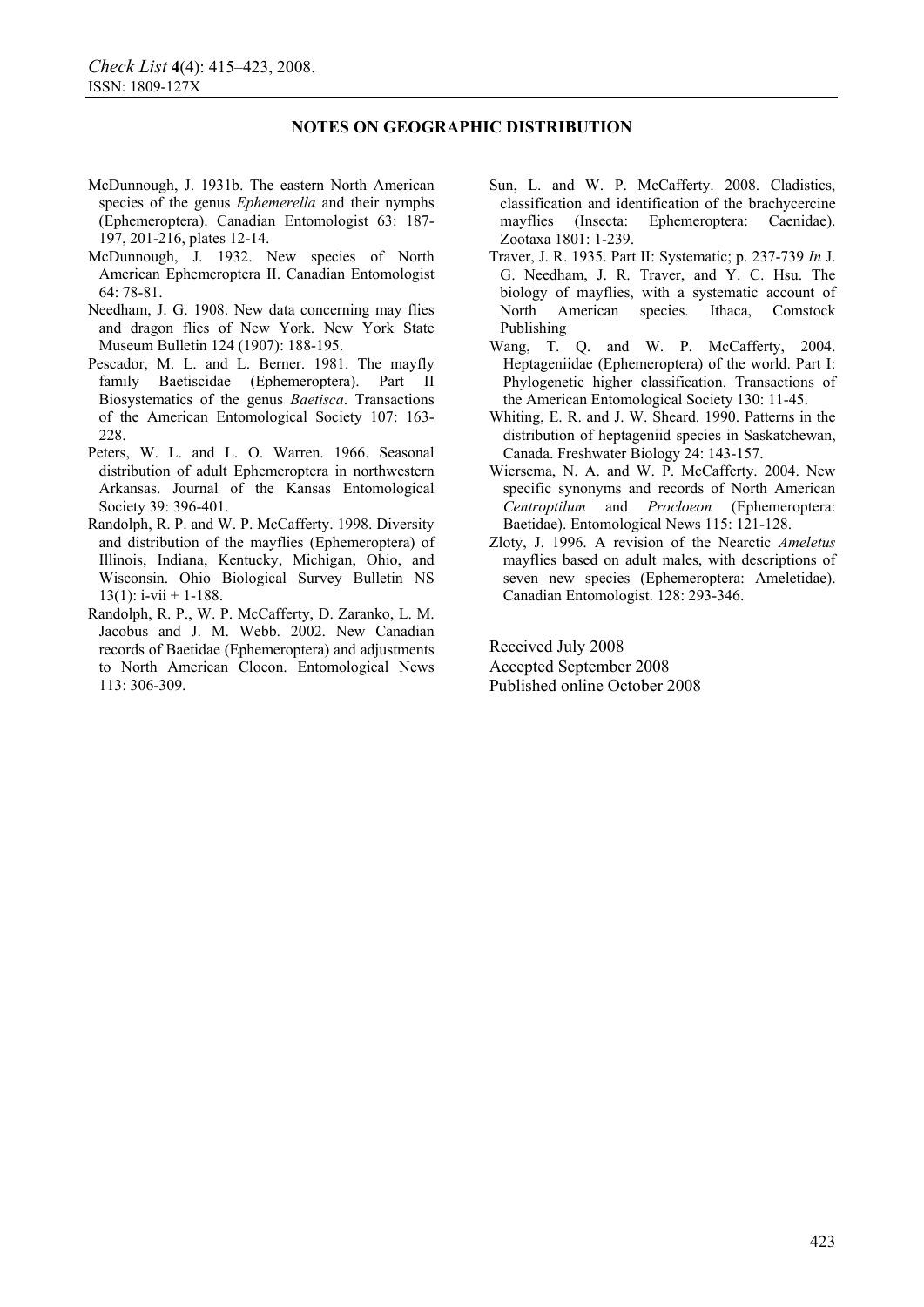McDunnough, J. 1931b. The eastern North American species of the genus *Ephemerella* and their nymphs (Ephemeroptera). Canadian Entomologist 63: 187-197, 201-216, plates 12-14.

McDunnough, J. 1932. New species of North American Ephemeroptera II. Canadian Entomologist 64: 78-81.

Needham, J. G. 1908. New data concerning may flies and dragon flies of New York. New York State Museum Bulletin 124 (1907): 188-195.

Pescador, M. L. and L. Berner. 1981. The mayfly family Baetiscidae (Ephemeroptera). Part II Biosystematics of the genus *Baetisca*. Transactions of the American Entomological Society 107: 163-228.

Peters, W. L. and L. O. Warren. 1966. Seasonal distribution of adult Ephemeroptera in northwestern Arkansas. Journal of the Kansas Entomological Society 39: 396-401.

Randolph, R. P. and W. P. McCafferty. 1998. Diversity and distribution of the mayflies (Ephemeroptera) of Illinois, Indiana, Kentucky, Michigan, Ohio, and Wisconsin. Ohio Biological Survey Bulletin NS 13(1): i-vii + 1-188.

Randolph, R. P., W. P. McCafferty, D. Zaranko, L. M. Jacobus and J. M. Webb. 2002. New Canadian records of Baetidae (Ephemeroptera) and adjustments to North American Cloeon. Entomological News 113: 306-309.

Sun, L. and W. P. McCafferty. 2008. Cladistics, classification and identification of the brachycercine mayflies (Insecta: Ephemeroptera: Caenidae). Zootaxa 1801: 1-239.

Traver, J. R. 1935. Part II: Systematic; p. 237-739 *In* J. G. Needham, J. R. Traver, and Y. C. Hsu. The biology of mayflies, with a systematic account of North American species. Ithaca, Comstock Publishing

Wang, T. Q. and W. P. McCafferty, 2004. Heptageniidae (Ephemeroptera) of the world. Part I: Phylogenetic higher classification. Transactions of the American Entomological Society 130: 11-45.

Whiting, E. R. and J. W. Sheard. 1990. Patterns in the distribution of heptageniid species in Saskatchewan, Canada. Freshwater Biology 24: 143-157.

Wiersema, N. A. and W. P. McCafferty. 2004. New specific synonyms and records of North American *Centroptilum* and *Procloeon* (Ephemeroptera: Baetidae). Entomological News 115: 121-128.

Zloty, J. 1996. A revision of the Nearctic *Ameletus* mayflies based on adult males, with descriptions of seven new species (Ephemeroptera: Ameletidae). Canadian Entomologist. 128: 293-346.

Received July 2008
Accepted September 2008
Published online October 2008